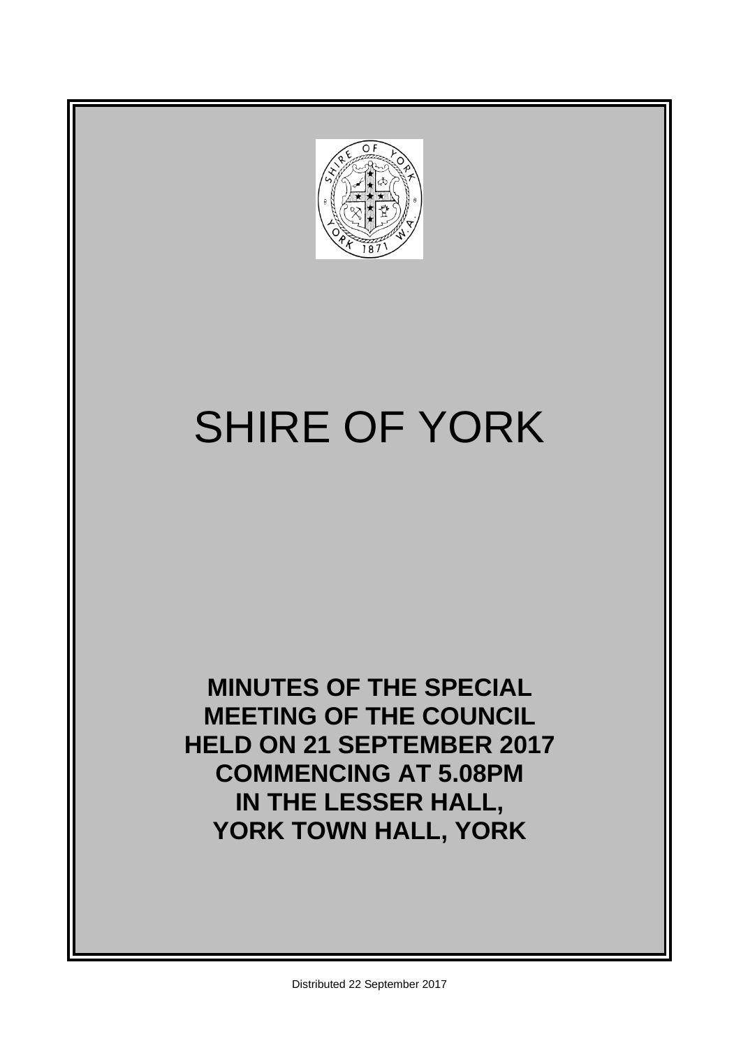# SHIRE OF YORK

**MINUTES OF THE SPECIAL MEETING OF THE COUNCIL HELD ON 21 SEPTEMBER 2017 COMMENCING AT 5.08PM IN THE LESSER HALL, YORK TOWN HALL, YORK**

Distributed 22 September 2017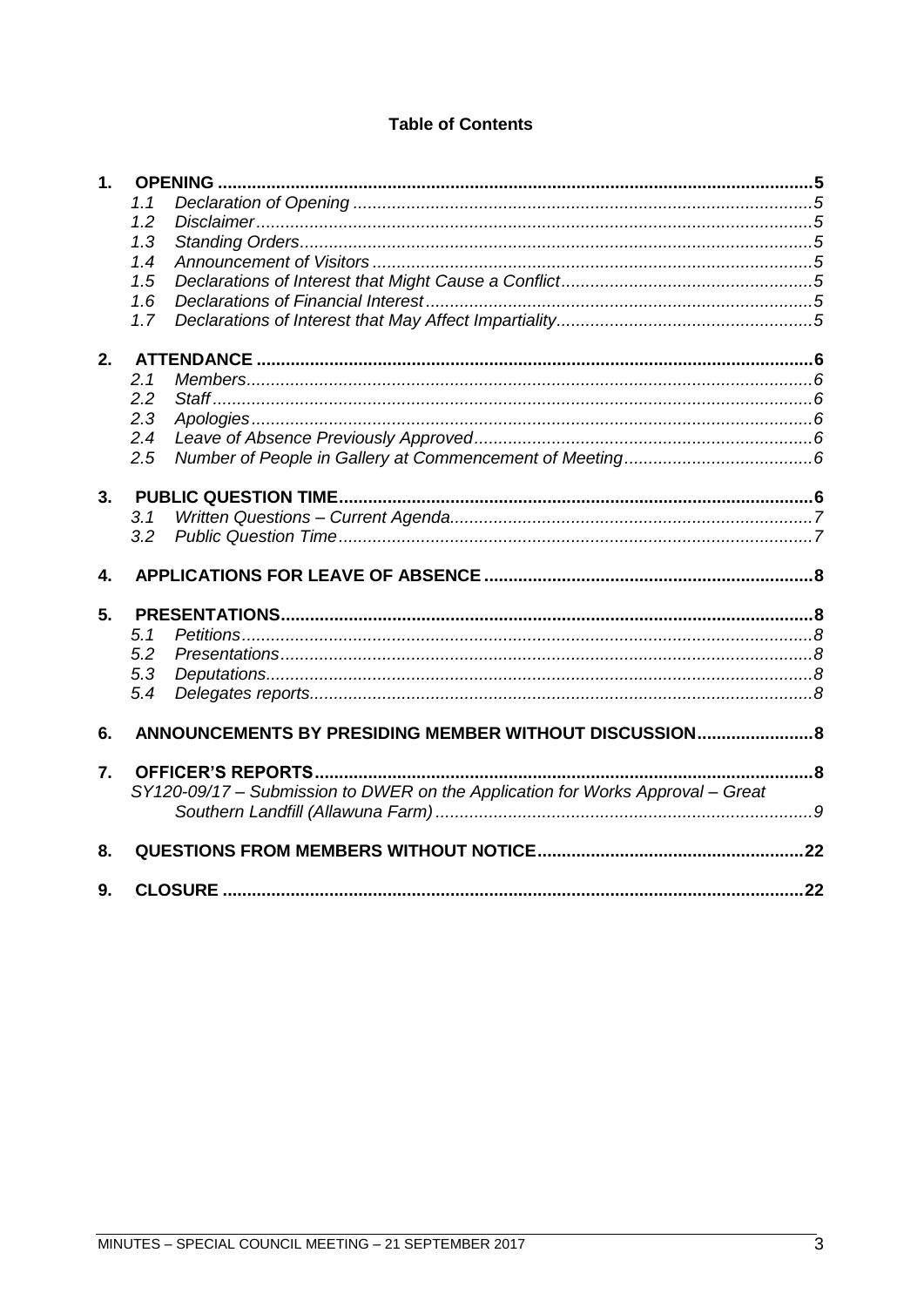**Table of Contents**

**1. OPENING** ..... **5**

- 1.1 *Declaration of Opening* ..... *5*
- 1.2 *Disclaimer* ..... *5*
- 1.3 *Standing Orders* ..... *5*
- 1.4 *Announcement of Visitors* ..... *5*
- 1.5 *Declarations of Interest that Might Cause a Conflict* ..... *5*
- 1.6 *Declarations of Financial Interest* ..... *5*
- 1.7 *Declarations of Interest that May Affect Impartiality* ..... *5*

**2. ATTENDANCE** ..... **6**

- 2.1 *Members* ..... *6*
- 2.2 *Staff* ..... *6*
- 2.3 *Apologies* ..... *6*
- 2.4 *Leave of Absence Previously Approved* ..... *6*
- 2.5 *Number of People in Gallery at Commencement of Meeting* ..... *6*

**3. PUBLIC QUESTION TIME** ..... **6**

- 3.1 *Written Questions – Current Agenda* ..... *7*
- 3.2 *Public Question Time* ..... *7*

**4. APPLICATIONS FOR LEAVE OF ABSENCE** ..... **8**

**5. PRESENTATIONS** ..... **8**

- 5.1 *Petitions* ..... *8*
- 5.2 *Presentations* ..... *8*
- 5.3 *Deputations* ..... *8*
- 5.4 *Delegates reports* ..... *8*

**6. ANNOUNCEMENTS BY PRESIDING MEMBER WITHOUT DISCUSSION** ..... **8**

**7. OFFICER'S REPORTS** ..... **8**

- *SY120-09/17 – Submission to DWER on the Application for Works Approval – Great Southern Landfill (Allawuna Farm)* ..... *9*

**8. QUESTIONS FROM MEMBERS WITHOUT NOTICE** ..... **22**

**9. CLOSURE** ..... **22**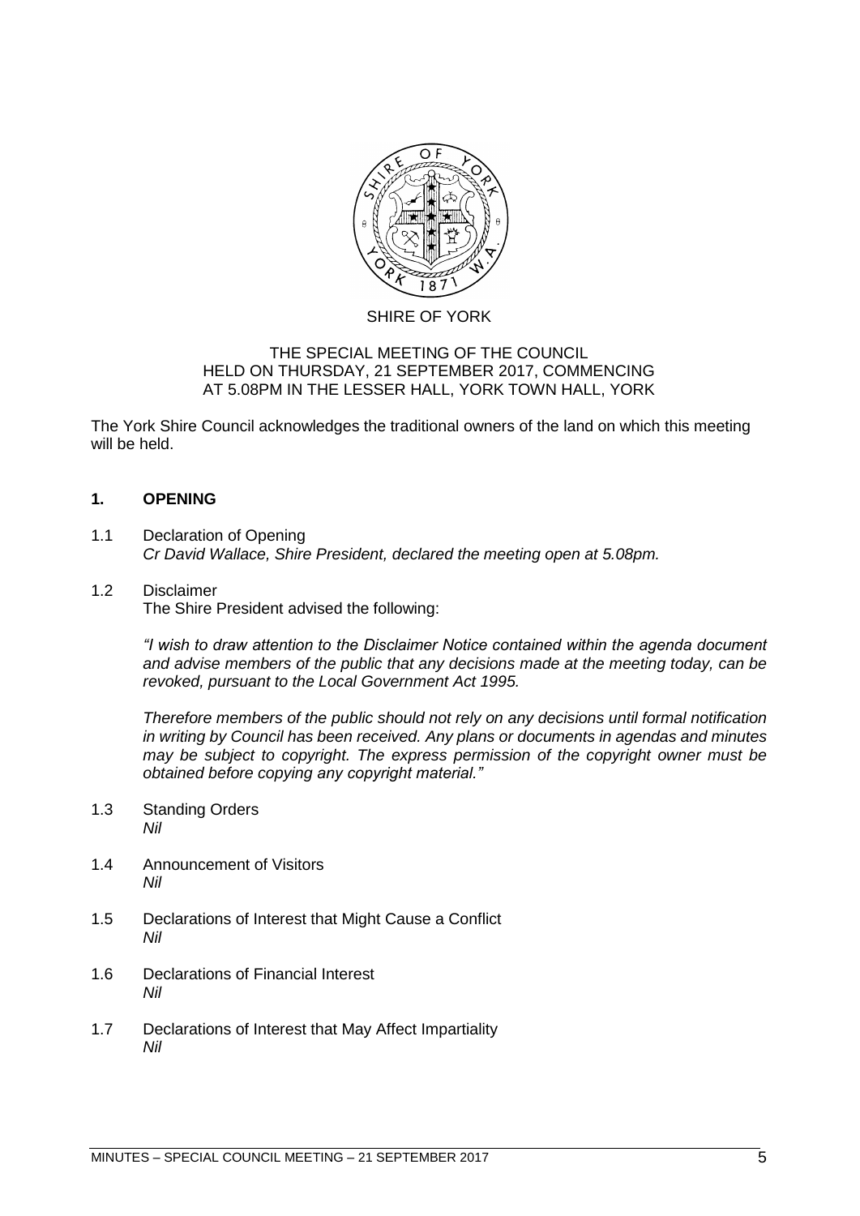SHIRE OF YORK

THE SPECIAL MEETING OF THE COUNCIL
HELD ON THURSDAY, 21 SEPTEMBER 2017, COMMENCING
AT 5.08PM IN THE LESSER HALL, YORK TOWN HALL, YORK

The York Shire Council acknowledges the traditional owners of the land on which this meeting will be held.

## 1. OPENING

1.1 Declaration of Opening
*Cr David Wallace, Shire President, declared the meeting open at 5.08pm.*

1.2 Disclaimer
The Shire President advised the following:

*"I wish to draw attention to the Disclaimer Notice contained within the agenda document and advise members of the public that any decisions made at the meeting today, can be revoked, pursuant to the Local Government Act 1995.*

*Therefore members of the public should not rely on any decisions until formal notification in writing by Council has been received. Any plans or documents in agendas and minutes may be subject to copyright. The express permission of the copyright owner must be obtained before copying any copyright material."*

1.3 Standing Orders
*Nil*

1.4 Announcement of Visitors
*Nil*

1.5 Declarations of Interest that Might Cause a Conflict
*Nil*

1.6 Declarations of Financial Interest
*Nil*

1.7 Declarations of Interest that May Affect Impartiality
*Nil*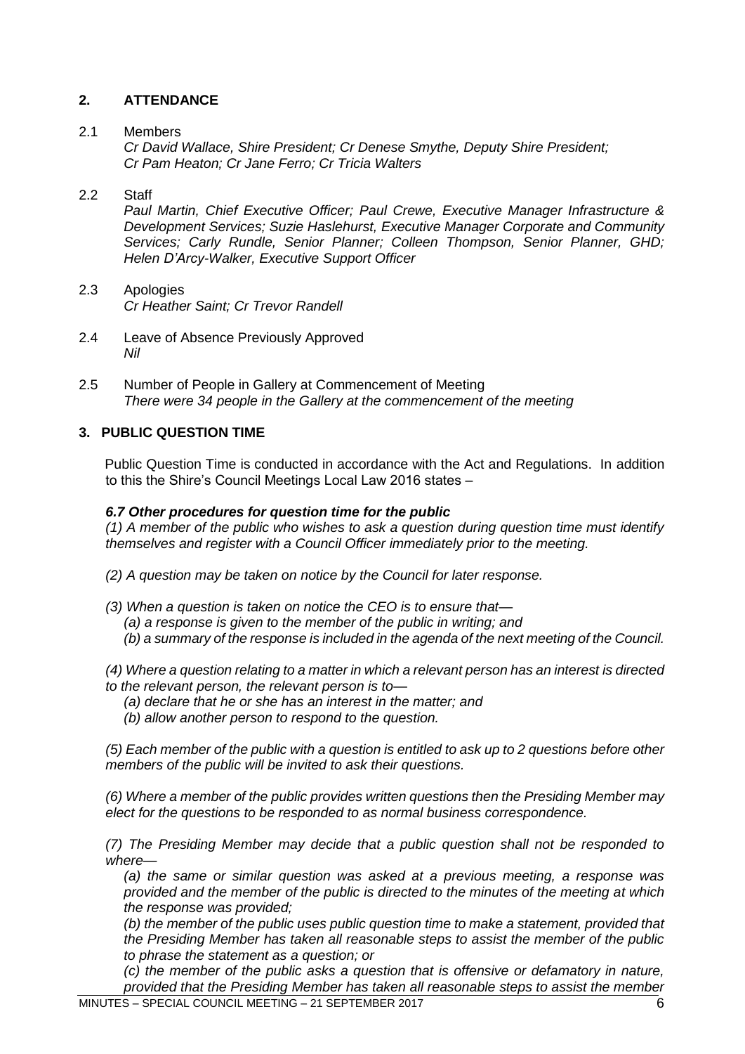## 2. ATTENDANCE

2.1 Members

*Cr David Wallace, Shire President; Cr Denese Smythe, Deputy Shire President; Cr Pam Heaton; Cr Jane Ferro; Cr Tricia Walters*

2.2 Staff

*Paul Martin, Chief Executive Officer; Paul Crewe, Executive Manager Infrastructure & Development Services; Suzie Haslehurst, Executive Manager Corporate and Community Services; Carly Rundle, Senior Planner; Colleen Thompson, Senior Planner, GHD; Helen D'Arcy-Walker, Executive Support Officer*

2.3 Apologies

*Cr Heather Saint; Cr Trevor Randell*

2.4 Leave of Absence Previously Approved

*Nil*

2.5 Number of People in Gallery at Commencement of Meeting

*There were 34 people in the Gallery at the commencement of the meeting*

## 3. PUBLIC QUESTION TIME

Public Question Time is conducted in accordance with the Act and Regulations. In addition to this the Shire's Council Meetings Local Law 2016 states –

***6.7 Other procedures for question time for the public***

*(1) A member of the public who wishes to ask a question during question time must identify themselves and register with a Council Officer immediately prior to the meeting.*

*(2) A question may be taken on notice by the Council for later response.*

*(3) When a question is taken on notice the CEO is to ensure that—*

*(a) a response is given to the member of the public in writing; and*

*(b) a summary of the response is included in the agenda of the next meeting of the Council.*

*(4) Where a question relating to a matter in which a relevant person has an interest is directed to the relevant person, the relevant person is to—*

*(a) declare that he or she has an interest in the matter; and*

*(b) allow another person to respond to the question.*

*(5) Each member of the public with a question is entitled to ask up to 2 questions before other members of the public will be invited to ask their questions.*

*(6) Where a member of the public provides written questions then the Presiding Member may elect for the questions to be responded to as normal business correspondence.*

*(7) The Presiding Member may decide that a public question shall not be responded to where—*

*(a) the same or similar question was asked at a previous meeting, a response was provided and the member of the public is directed to the minutes of the meeting at which the response was provided;*

*(b) the member of the public uses public question time to make a statement, provided that the Presiding Member has taken all reasonable steps to assist the member of the public to phrase the statement as a question; or*

*(c) the member of the public asks a question that is offensive or defamatory in nature, provided that the Presiding Member has taken all reasonable steps to assist the member*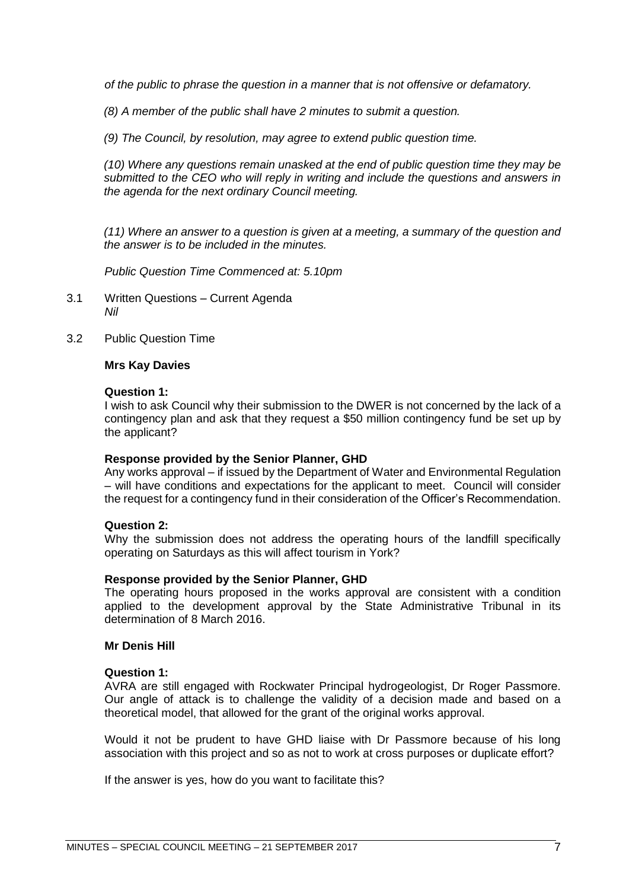*of the public to phrase the question in a manner that is not offensive or defamatory.*

*(8) A member of the public shall have 2 minutes to submit a question.*

*(9) The Council, by resolution, may agree to extend public question time.*

*(10) Where any questions remain unasked at the end of public question time they may be submitted to the CEO who will reply in writing and include the questions and answers in the agenda for the next ordinary Council meeting.*

*(11) Where an answer to a question is given at a meeting, a summary of the question and the answer is to be included in the minutes.*

*Public Question Time Commenced at: 5.10pm*

3.1 Written Questions – Current Agenda
*Nil*

3.2 Public Question Time

**Mrs Kay Davies**

**Question 1:**
I wish to ask Council why their submission to the DWER is not concerned by the lack of a contingency plan and ask that they request a $50 million contingency fund be set up by the applicant?

**Response provided by the Senior Planner, GHD**
Any works approval – if issued by the Department of Water and Environmental Regulation – will have conditions and expectations for the applicant to meet. Council will consider the request for a contingency fund in their consideration of the Officer's Recommendation.

**Question 2:**
Why the submission does not address the operating hours of the landfill specifically operating on Saturdays as this will affect tourism in York?

**Response provided by the Senior Planner, GHD**
The operating hours proposed in the works approval are consistent with a condition applied to the development approval by the State Administrative Tribunal in its determination of 8 March 2016.

**Mr Denis Hill**

**Question 1:**
AVRA are still engaged with Rockwater Principal hydrogeologist, Dr Roger Passmore. Our angle of attack is to challenge the validity of a decision made and based on a theoretical model, that allowed for the grant of the original works approval.

Would it not be prudent to have GHD liaise with Dr Passmore because of his long association with this project and so as not to work at cross purposes or duplicate effort?

If the answer is yes, how do you want to facilitate this?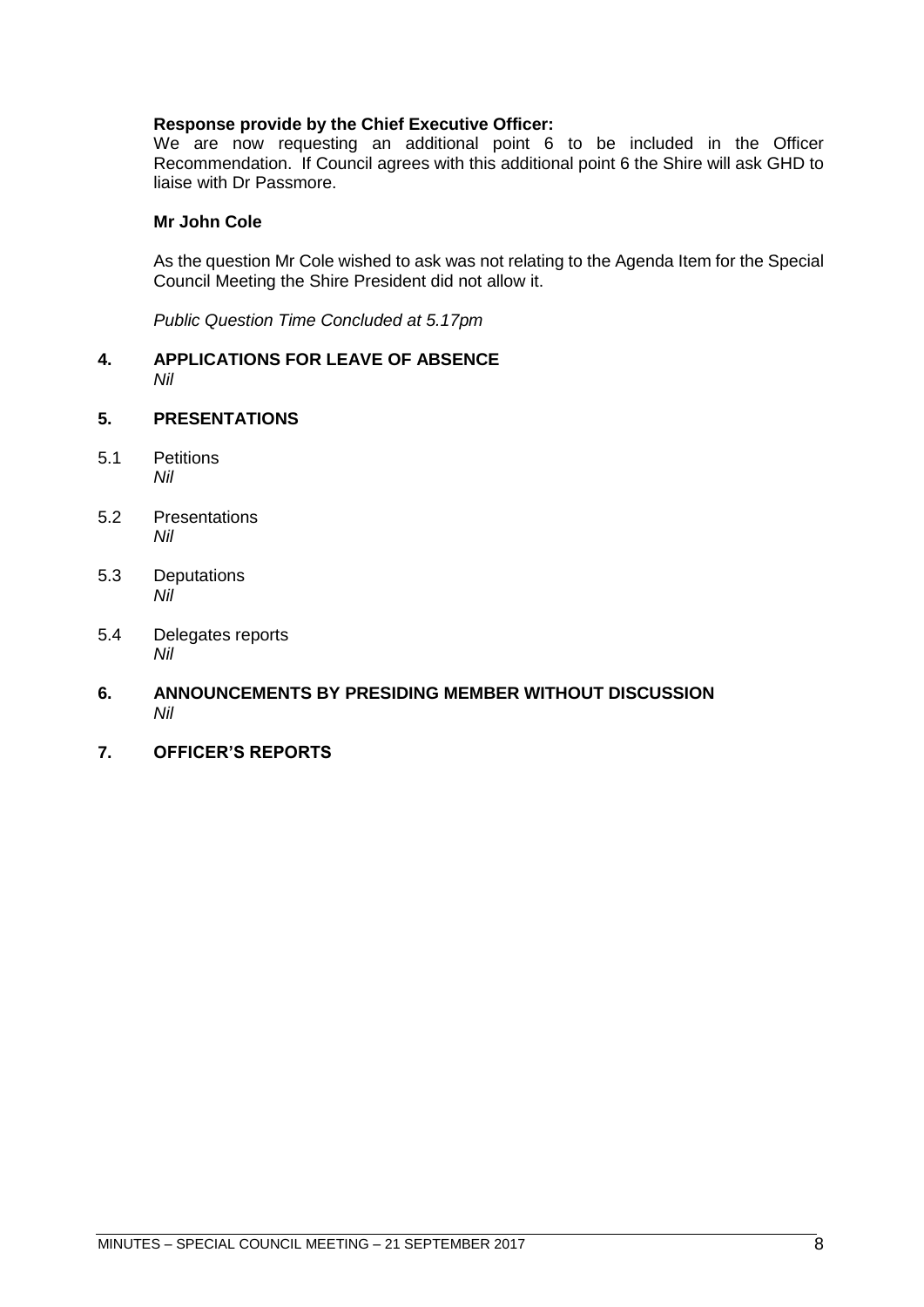**Response provide by the Chief Executive Officer:**
We are now requesting an additional point 6 to be included in the Officer Recommendation. If Council agrees with this additional point 6 the Shire will ask GHD to liaise with Dr Passmore.

**Mr John Cole**

As the question Mr Cole wished to ask was not relating to the Agenda Item for the Special Council Meeting the Shire President did not allow it.

*Public Question Time Concluded at 5.17pm*

## 4. APPLICATIONS FOR LEAVE OF ABSENCE

*Nil*

## 5. PRESENTATIONS

5.1 Petitions
*Nil*

5.2 Presentations
*Nil*

5.3 Deputations
*Nil*

5.4 Delegates reports
*Nil*

## 6. ANNOUNCEMENTS BY PRESIDING MEMBER WITHOUT DISCUSSION

*Nil*

## 7. OFFICER'S REPORTS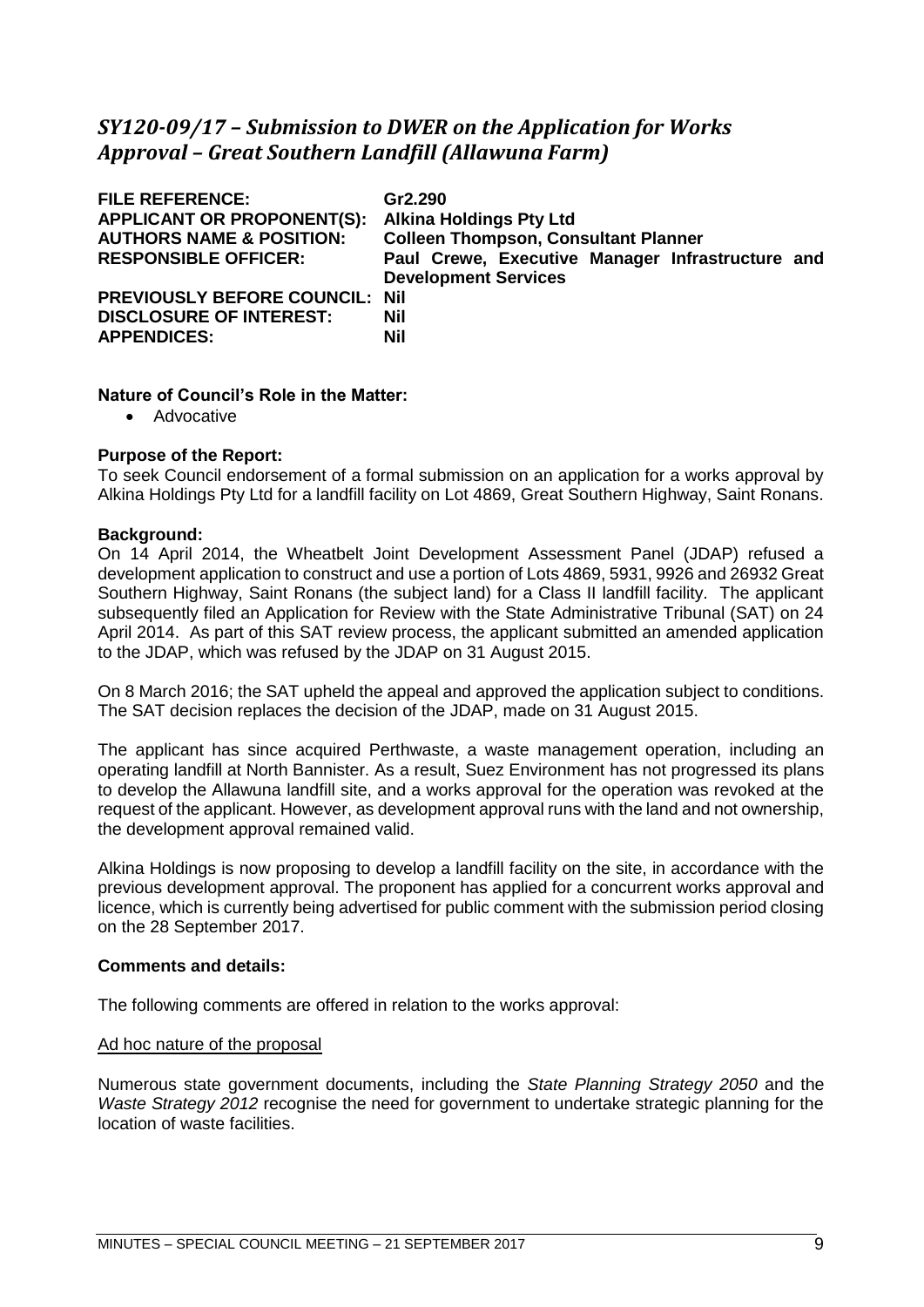## *SY120-09/17 – Submission to DWER on the Application for Works Approval – Great Southern Landfill (Allawuna Farm)*

| | |
|---|---|
| **FILE REFERENCE:** | **Gr2.290** |
| **APPLICANT OR PROPONENT(S):** | **Alkina Holdings Pty Ltd** |
| **AUTHORS NAME & POSITION:** | **Colleen Thompson, Consultant Planner** |
| **RESPONSIBLE OFFICER:** | **Paul Crewe, Executive Manager Infrastructure and Development Services** |
| **PREVIOUSLY BEFORE COUNCIL:** | **Nil** |
| **DISCLOSURE OF INTEREST:** | **Nil** |
| **APPENDICES:** | **Nil** |

**Nature of Council's Role in the Matter:**

- Advocative

**Purpose of the Report:**

To seek Council endorsement of a formal submission on an application for a works approval by Alkina Holdings Pty Ltd for a landfill facility on Lot 4869, Great Southern Highway, Saint Ronans.

**Background:**

On 14 April 2014, the Wheatbelt Joint Development Assessment Panel (JDAP) refused a development application to construct and use a portion of Lots 4869, 5931, 9926 and 26932 Great Southern Highway, Saint Ronans (the subject land) for a Class II landfill facility. The applicant subsequently filed an Application for Review with the State Administrative Tribunal (SAT) on 24 April 2014. As part of this SAT review process, the applicant submitted an amended application to the JDAP, which was refused by the JDAP on 31 August 2015.

On 8 March 2016; the SAT upheld the appeal and approved the application subject to conditions. The SAT decision replaces the decision of the JDAP, made on 31 August 2015.

The applicant has since acquired Perthwaste, a waste management operation, including an operating landfill at North Bannister. As a result, Suez Environment has not progressed its plans to develop the Allawuna landfill site, and a works approval for the operation was revoked at the request of the applicant. However, as development approval runs with the land and not ownership, the development approval remained valid.

Alkina Holdings is now proposing to develop a landfill facility on the site, in accordance with the previous development approval. The proponent has applied for a concurrent works approval and licence, which is currently being advertised for public comment with the submission period closing on the 28 September 2017.

**Comments and details:**

The following comments are offered in relation to the works approval:

<u>Ad hoc nature of the proposal</u>

Numerous state government documents, including the *State Planning Strategy 2050* and the *Waste Strategy 2012* recognise the need for government to undertake strategic planning for the location of waste facilities.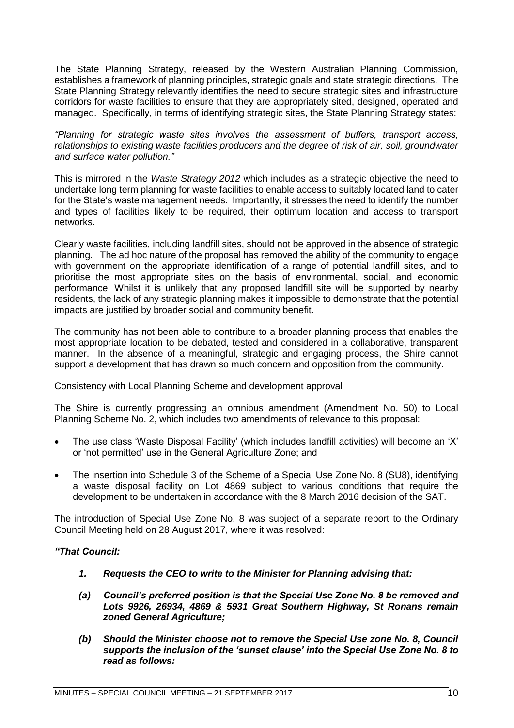The State Planning Strategy, released by the Western Australian Planning Commission, establishes a framework of planning principles, strategic goals and state strategic directions. The State Planning Strategy relevantly identifies the need to secure strategic sites and infrastructure corridors for waste facilities to ensure that they are appropriately sited, designed, operated and managed. Specifically, in terms of identifying strategic sites, the State Planning Strategy states:

*"Planning for strategic waste sites involves the assessment of buffers, transport access, relationships to existing waste facilities producers and the degree of risk of air, soil, groundwater and surface water pollution."*

This is mirrored in the *Waste Strategy 2012* which includes as a strategic objective the need to undertake long term planning for waste facilities to enable access to suitably located land to cater for the State's waste management needs. Importantly, it stresses the need to identify the number and types of facilities likely to be required, their optimum location and access to transport networks.

Clearly waste facilities, including landfill sites, should not be approved in the absence of strategic planning. The ad hoc nature of the proposal has removed the ability of the community to engage with government on the appropriate identification of a range of potential landfill sites, and to prioritise the most appropriate sites on the basis of environmental, social, and economic performance. Whilst it is unlikely that any proposed landfill site will be supported by nearby residents, the lack of any strategic planning makes it impossible to demonstrate that the potential impacts are justified by broader social and community benefit.

The community has not been able to contribute to a broader planning process that enables the most appropriate location to be debated, tested and considered in a collaborative, transparent manner. In the absence of a meaningful, strategic and engaging process, the Shire cannot support a development that has drawn so much concern and opposition from the community.

Consistency with Local Planning Scheme and development approval

The Shire is currently progressing an omnibus amendment (Amendment No. 50) to Local Planning Scheme No. 2, which includes two amendments of relevance to this proposal:

- The use class 'Waste Disposal Facility' (which includes landfill activities) will become an 'X' or 'not permitted' use in the General Agriculture Zone; and
- The insertion into Schedule 3 of the Scheme of a Special Use Zone No. 8 (SU8), identifying a waste disposal facility on Lot 4869 subject to various conditions that require the development to be undertaken in accordance with the 8 March 2016 decision of the SAT.

The introduction of Special Use Zone No. 8 was subject of a separate report to the Ordinary Council Meeting held on 28 August 2017, where it was resolved:

***"That Council:***

1. ***Requests the CEO to write to the Minister for Planning advising that:***

    ***(a) Council's preferred position is that the Special Use Zone No. 8 be removed and Lots 9926, 26934, 4869 & 5931 Great Southern Highway, St Ronans remain zoned General Agriculture;***

    ***(b) Should the Minister choose not to remove the Special Use zone No. 8, Council supports the inclusion of the 'sunset clause' into the Special Use Zone No. 8 to read as follows:***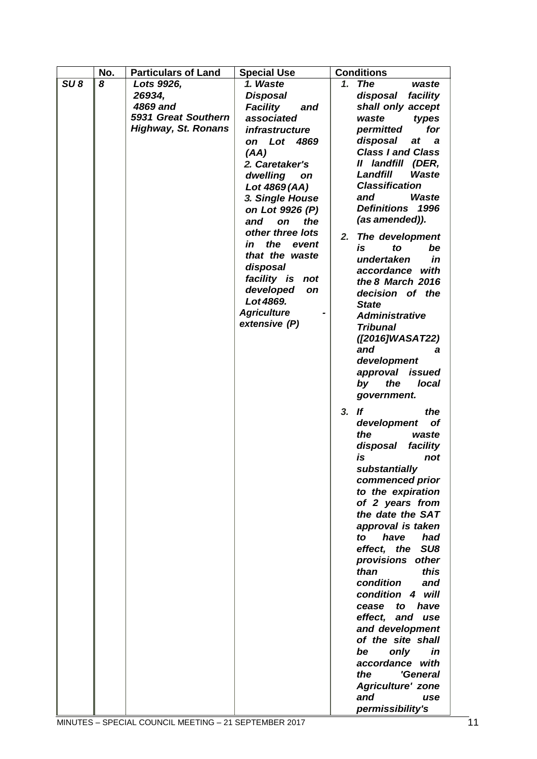| | No. | Particulars of Land | Special Use | Conditions |
|---|---|---|---|---|
| ***SU 8*** | ***8*** | ***Lots 9926, 26934, 4869 and 5931 Great Southern Highway, St. Ronans*** | ***1. Waste Disposal Facility and associated infrastructure on Lot 4869 (AA)*** <br> ***2. Caretaker's dwelling on Lot 4869 (AA)*** <br> ***3. Single House on Lot 9926 (P) and on the other three lots in the event that the waste disposal facility is not developed on Lot 4869.*** <br> ***Agriculture - extensive (P)*** | ***1. The waste disposal facility shall only accept waste types permitted for disposal at a Class I and Class II landfill (DER, Landfill Waste Classification and Waste Definitions 1996 (as amended)).*** <br> ***2. The development is to be undertaken in accordance with the 8 March 2016 decision of the State Administrative Tribunal ([2016]WASAT22) and a development approval issued by the local government.*** <br> ***3. If the development of the waste disposal facility is not substantially commenced prior to the expiration of 2 years from the date the SAT approval is taken to have had effect, the SU8 provisions other than this condition and condition 4 will cease to have effect, and use and development of the site shall be only in accordance with the 'General Agriculture' zone and use permissibility's*** |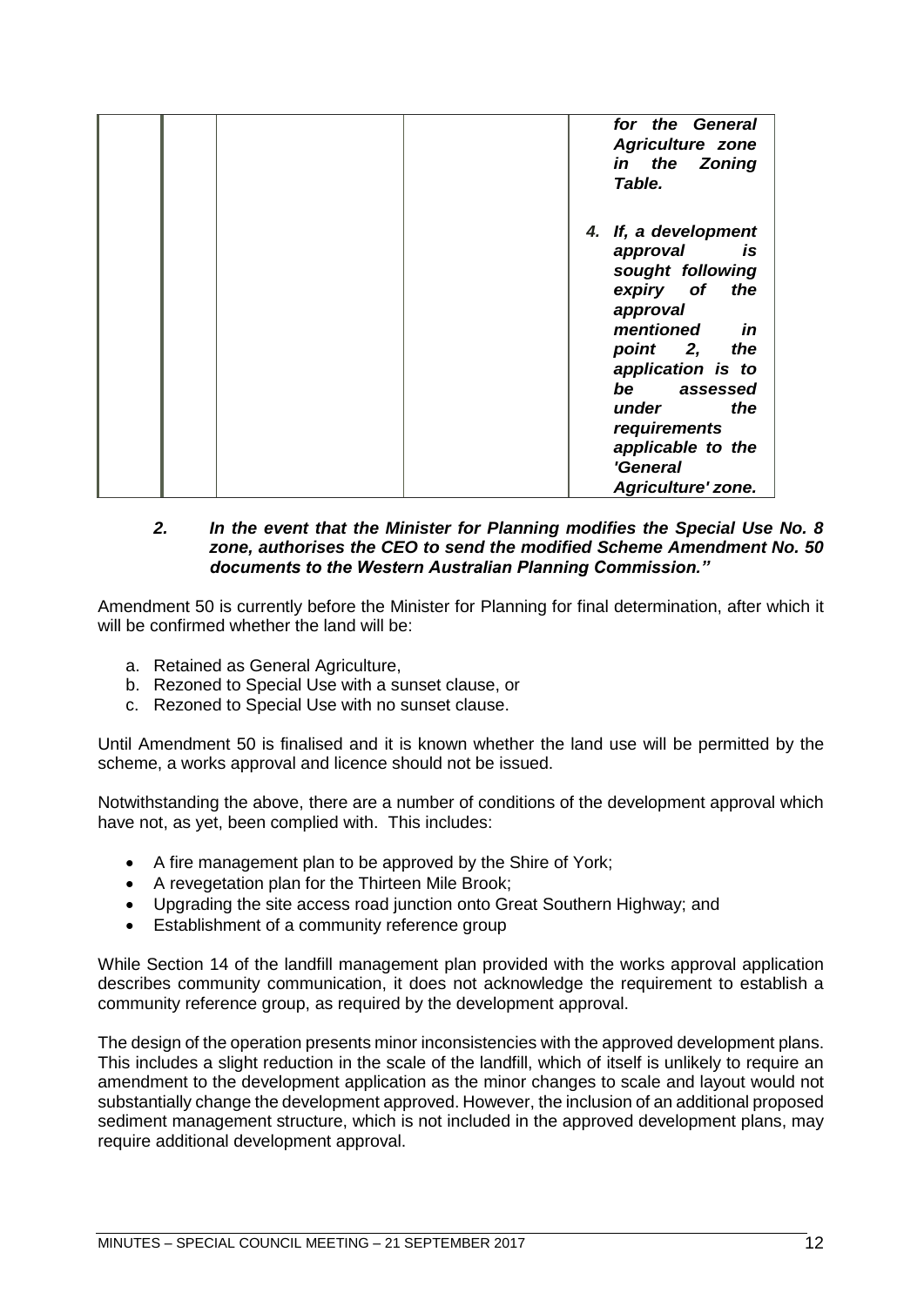|  |  |  |  |  |
|---|---|---|---|---|
|  |  |  |  | *for the General Agriculture zone in the Zoning Table.*<br><br>*4. If, a development approval is sought following expiry of the approval mentioned in point 2, the application is to be assessed under the requirements applicable to the 'General Agriculture' zone.* |

***2. In the event that the Minister for Planning modifies the Special Use No. 8 zone, authorises the CEO to send the modified Scheme Amendment No. 50 documents to the Western Australian Planning Commission."***

Amendment 50 is currently before the Minister for Planning for final determination, after which it will be confirmed whether the land will be:

a. Retained as General Agriculture,
b. Rezoned to Special Use with a sunset clause, or
c. Rezoned to Special Use with no sunset clause.

Until Amendment 50 is finalised and it is known whether the land use will be permitted by the scheme, a works approval and licence should not be issued.

Notwithstanding the above, there are a number of conditions of the development approval which have not, as yet, been complied with. This includes:

- A fire management plan to be approved by the Shire of York;
- A revegetation plan for the Thirteen Mile Brook;
- Upgrading the site access road junction onto Great Southern Highway; and
- Establishment of a community reference group

While Section 14 of the landfill management plan provided with the works approval application describes community communication, it does not acknowledge the requirement to establish a community reference group, as required by the development approval.

The design of the operation presents minor inconsistencies with the approved development plans. This includes a slight reduction in the scale of the landfill, which of itself is unlikely to require an amendment to the development application as the minor changes to scale and layout would not substantially change the development approved. However, the inclusion of an additional proposed sediment management structure, which is not included in the approved development plans, may require additional development approval.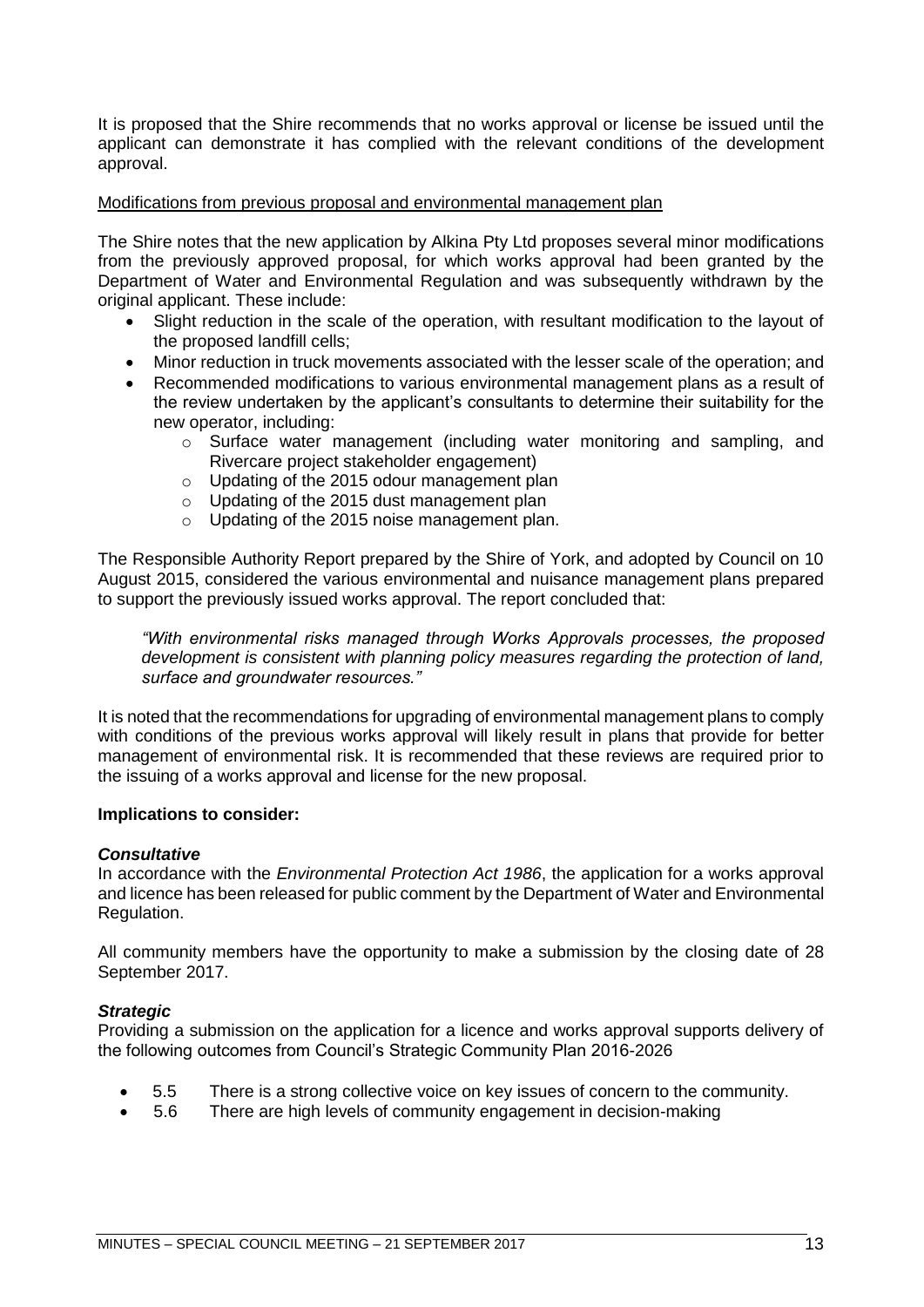It is proposed that the Shire recommends that no works approval or license be issued until the applicant can demonstrate it has complied with the relevant conditions of the development approval.

Modifications from previous proposal and environmental management plan

The Shire notes that the new application by Alkina Pty Ltd proposes several minor modifications from the previously approved proposal, for which works approval had been granted by the Department of Water and Environmental Regulation and was subsequently withdrawn by the original applicant. These include:

- Slight reduction in the scale of the operation, with resultant modification to the layout of the proposed landfill cells;
- Minor reduction in truck movements associated with the lesser scale of the operation; and
- Recommended modifications to various environmental management plans as a result of the review undertaken by the applicant's consultants to determine their suitability for the new operator, including:
  - Surface water management (including water monitoring and sampling, and Rivercare project stakeholder engagement)
  - Updating of the 2015 odour management plan
  - Updating of the 2015 dust management plan
  - Updating of the 2015 noise management plan.

The Responsible Authority Report prepared by the Shire of York, and adopted by Council on 10 August 2015, considered the various environmental and nuisance management plans prepared to support the previously issued works approval. The report concluded that:

> *"With environmental risks managed through Works Approvals processes, the proposed development is consistent with planning policy measures regarding the protection of land, surface and groundwater resources."*

It is noted that the recommendations for upgrading of environmental management plans to comply with conditions of the previous works approval will likely result in plans that provide for better management of environmental risk. It is recommended that these reviews are required prior to the issuing of a works approval and license for the new proposal.

**Implications to consider:**

***Consultative***

In accordance with the *Environmental Protection Act 1986*, the application for a works approval and licence has been released for public comment by the Department of Water and Environmental Regulation.

All community members have the opportunity to make a submission by the closing date of 28 September 2017.

***Strategic***

Providing a submission on the application for a licence and works approval supports delivery of the following outcomes from Council's Strategic Community Plan 2016-2026

- 5.5 There is a strong collective voice on key issues of concern to the community.
- 5.6 There are high levels of community engagement in decision-making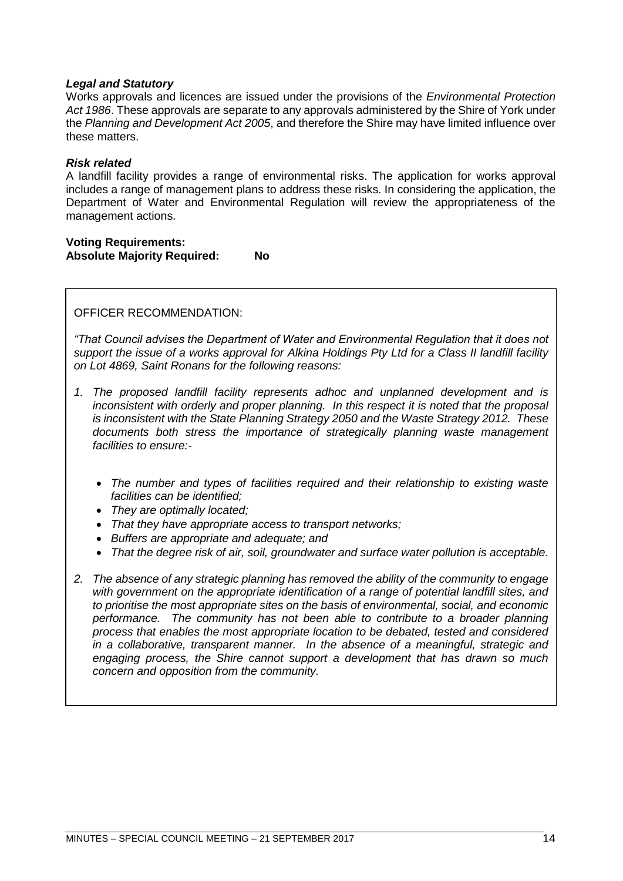### *Legal and Statutory*

Works approvals and licences are issued under the provisions of the *Environmental Protection Act 1986*. These approvals are separate to any approvals administered by the Shire of York under the *Planning and Development Act 2005*, and therefore the Shire may have limited influence over these matters.

### *Risk related*

A landfill facility provides a range of environmental risks. The application for works approval includes a range of management plans to address these risks. In considering the application, the Department of Water and Environmental Regulation will review the appropriateness of the management actions.

**Voting Requirements:**
**Absolute Majority Required: No**

OFFICER RECOMMENDATION:

*"That Council advises the Department of Water and Environmental Regulation that it does not support the issue of a works approval for Alkina Holdings Pty Ltd for a Class II landfill facility on Lot 4869, Saint Ronans for the following reasons:*

1. *The proposed landfill facility represents adhoc and unplanned development and is inconsistent with orderly and proper planning. In this respect it is noted that the proposal is inconsistent with the State Planning Strategy 2050 and the Waste Strategy 2012. These documents both stress the importance of strategically planning waste management facilities to ensure:-*

   - *The number and types of facilities required and their relationship to existing waste facilities can be identified;*
   - *They are optimally located;*
   - *That they have appropriate access to transport networks;*
   - *Buffers are appropriate and adequate; and*
   - *That the degree risk of air, soil, groundwater and surface water pollution is acceptable.*

2. *The absence of any strategic planning has removed the ability of the community to engage with government on the appropriate identification of a range of potential landfill sites, and to prioritise the most appropriate sites on the basis of environmental, social, and economic performance. The community has not been able to contribute to a broader planning process that enables the most appropriate location to be debated, tested and considered in a collaborative, transparent manner. In the absence of a meaningful, strategic and engaging process, the Shire cannot support a development that has drawn so much concern and opposition from the community.*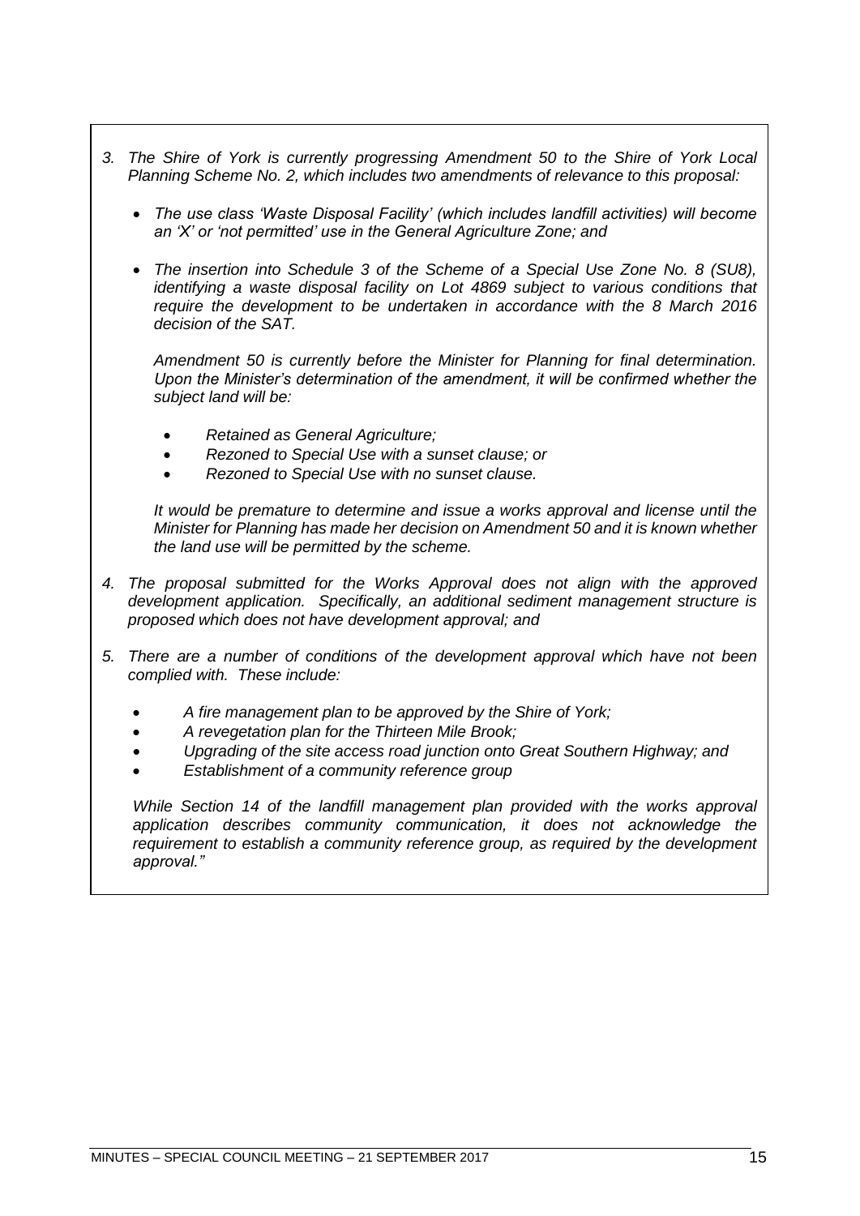*3. The Shire of York is currently progressing Amendment 50 to the Shire of York Local Planning Scheme No. 2, which includes two amendments of relevance to this proposal:*

- *The use class 'Waste Disposal Facility' (which includes landfill activities) will become an 'X' or 'not permitted' use in the General Agriculture Zone; and*
- *The insertion into Schedule 3 of the Scheme of a Special Use Zone No. 8 (SU8), identifying a waste disposal facility on Lot 4869 subject to various conditions that require the development to be undertaken in accordance with the 8 March 2016 decision of the SAT.*

*Amendment 50 is currently before the Minister for Planning for final determination. Upon the Minister's determination of the amendment, it will be confirmed whether the subject land will be:*

- *Retained as General Agriculture;*
- *Rezoned to Special Use with a sunset clause; or*
- *Rezoned to Special Use with no sunset clause.*

*It would be premature to determine and issue a works approval and license until the Minister for Planning has made her decision on Amendment 50 and it is known whether the land use will be permitted by the scheme.*

*4. The proposal submitted for the Works Approval does not align with the approved development application. Specifically, an additional sediment management structure is proposed which does not have development approval; and*

*5. There are a number of conditions of the development approval which have not been complied with. These include:*

- *A fire management plan to be approved by the Shire of York;*
- *A revegetation plan for the Thirteen Mile Brook;*
- *Upgrading of the site access road junction onto Great Southern Highway; and*
- *Establishment of a community reference group*

*While Section 14 of the landfill management plan provided with the works approval application describes community communication, it does not acknowledge the requirement to establish a community reference group, as required by the development approval."*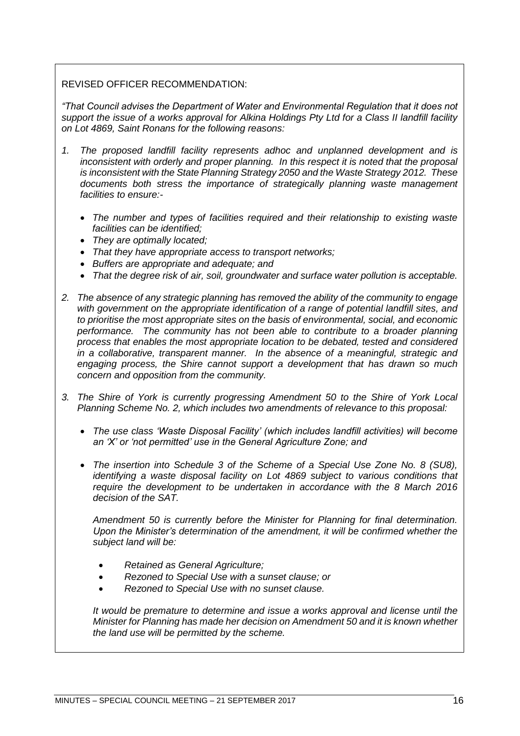REVISED OFFICER RECOMMENDATION:

*"That Council advises the Department of Water and Environmental Regulation that it does not support the issue of a works approval for Alkina Holdings Pty Ltd for a Class II landfill facility on Lot 4869, Saint Ronans for the following reasons:*

1. *The proposed landfill facility represents adhoc and unplanned development and is inconsistent with orderly and proper planning. In this respect it is noted that the proposal is inconsistent with the State Planning Strategy 2050 and the Waste Strategy 2012. These documents both stress the importance of strategically planning waste management facilities to ensure:-*

   - *The number and types of facilities required and their relationship to existing waste facilities can be identified;*
   - *They are optimally located;*
   - *That they have appropriate access to transport networks;*
   - *Buffers are appropriate and adequate; and*
   - *That the degree risk of air, soil, groundwater and surface water pollution is acceptable.*

2. *The absence of any strategic planning has removed the ability of the community to engage with government on the appropriate identification of a range of potential landfill sites, and to prioritise the most appropriate sites on the basis of environmental, social, and economic performance. The community has not been able to contribute to a broader planning process that enables the most appropriate location to be debated, tested and considered in a collaborative, transparent manner. In the absence of a meaningful, strategic and engaging process, the Shire cannot support a development that has drawn so much concern and opposition from the community.*

3. *The Shire of York is currently progressing Amendment 50 to the Shire of York Local Planning Scheme No. 2, which includes two amendments of relevance to this proposal:*

   - *The use class 'Waste Disposal Facility' (which includes landfill activities) will become an 'X' or 'not permitted' use in the General Agriculture Zone; and*
   - *The insertion into Schedule 3 of the Scheme of a Special Use Zone No. 8 (SU8), identifying a waste disposal facility on Lot 4869 subject to various conditions that require the development to be undertaken in accordance with the 8 March 2016 decision of the SAT.*

   *Amendment 50 is currently before the Minister for Planning for final determination. Upon the Minister's determination of the amendment, it will be confirmed whether the subject land will be:*

   - *Retained as General Agriculture;*
   - *Rezoned to Special Use with a sunset clause; or*
   - *Rezoned to Special Use with no sunset clause.*

   *It would be premature to determine and issue a works approval and license until the Minister for Planning has made her decision on Amendment 50 and it is known whether the land use will be permitted by the scheme.*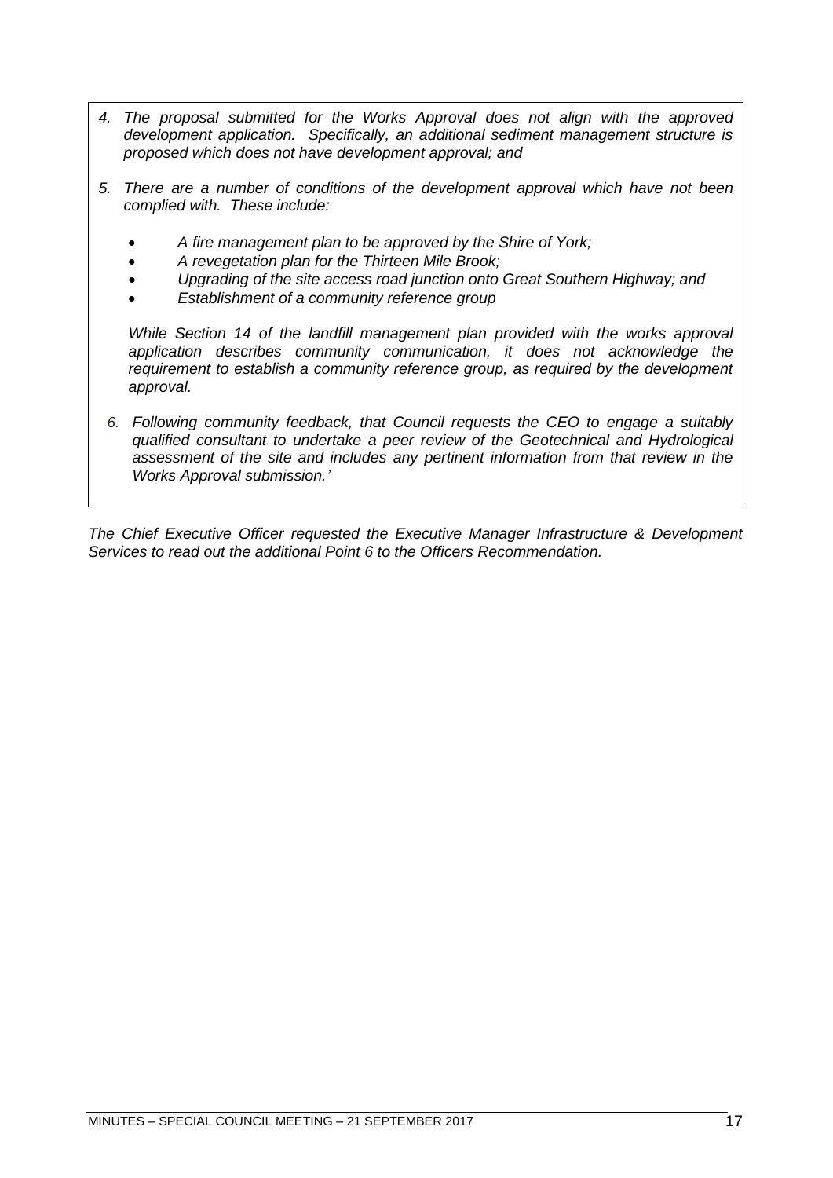4. *The proposal submitted for the Works Approval does not align with the approved development application. Specifically, an additional sediment management structure is proposed which does not have development approval; and*

5. *There are a number of conditions of the development approval which have not been complied with. These include:*

   - *A fire management plan to be approved by the Shire of York;*
   - *A revegetation plan for the Thirteen Mile Brook;*
   - *Upgrading of the site access road junction onto Great Southern Highway; and*
   - *Establishment of a community reference group*

   *While Section 14 of the landfill management plan provided with the works approval application describes community communication, it does not acknowledge the requirement to establish a community reference group, as required by the development approval.*

6. *Following community feedback, that Council requests the CEO to engage a suitably qualified consultant to undertake a peer review of the Geotechnical and Hydrological assessment of the site and includes any pertinent information from that review in the Works Approval submission.'*

*The Chief Executive Officer requested the Executive Manager Infrastructure & Development Services to read out the additional Point 6 to the Officers Recommendation.*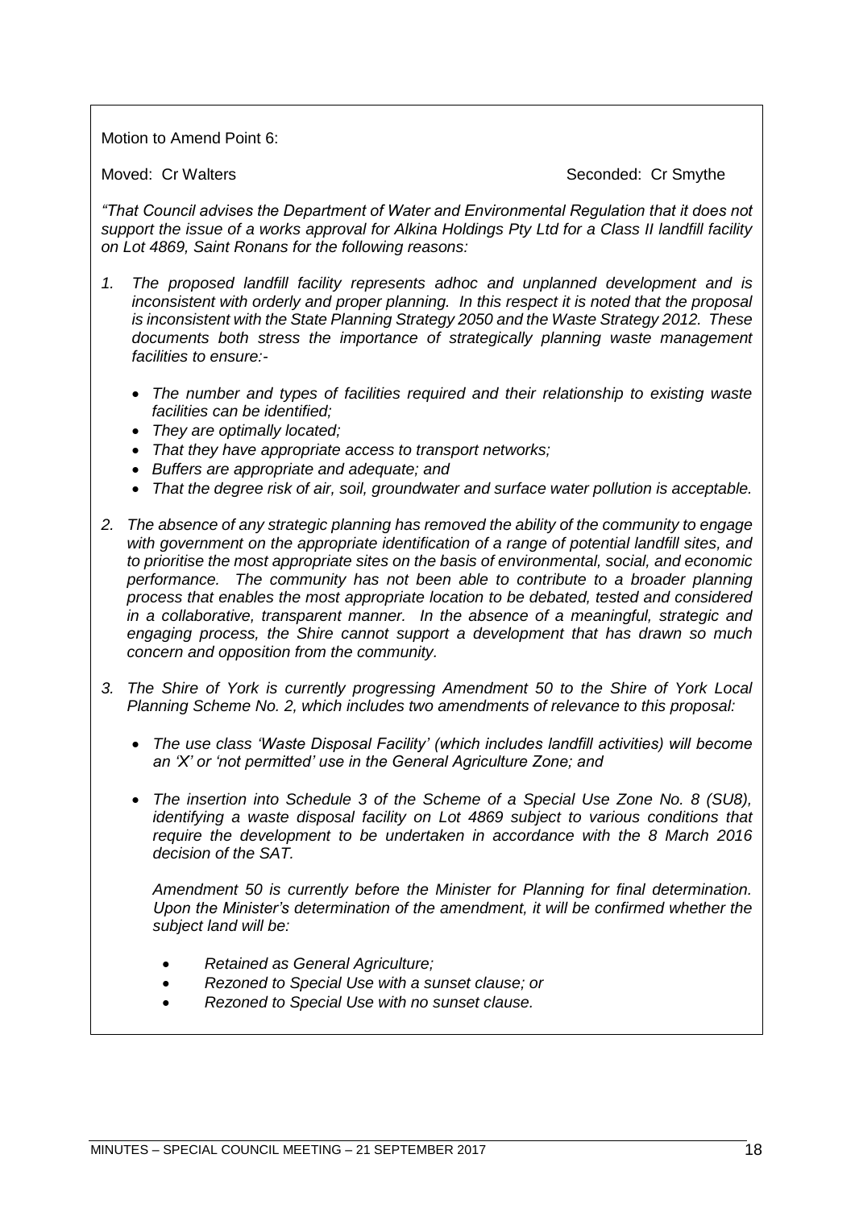Motion to Amend Point 6:

Moved: Cr Walters Seconded: Cr Smythe

*"That Council advises the Department of Water and Environmental Regulation that it does not support the issue of a works approval for Alkina Holdings Pty Ltd for a Class II landfill facility on Lot 4869, Saint Ronans for the following reasons:*

1. *The proposed landfill facility represents adhoc and unplanned development and is inconsistent with orderly and proper planning. In this respect it is noted that the proposal is inconsistent with the State Planning Strategy 2050 and the Waste Strategy 2012. These documents both stress the importance of strategically planning waste management facilities to ensure:-*

   - *The number and types of facilities required and their relationship to existing waste facilities can be identified;*
   - *They are optimally located;*
   - *That they have appropriate access to transport networks;*
   - *Buffers are appropriate and adequate; and*
   - *That the degree risk of air, soil, groundwater and surface water pollution is acceptable.*

2. *The absence of any strategic planning has removed the ability of the community to engage with government on the appropriate identification of a range of potential landfill sites, and to prioritise the most appropriate sites on the basis of environmental, social, and economic performance. The community has not been able to contribute to a broader planning process that enables the most appropriate location to be debated, tested and considered in a collaborative, transparent manner. In the absence of a meaningful, strategic and engaging process, the Shire cannot support a development that has drawn so much concern and opposition from the community.*

3. *The Shire of York is currently progressing Amendment 50 to the Shire of York Local Planning Scheme No. 2, which includes two amendments of relevance to this proposal:*

   - *The use class 'Waste Disposal Facility' (which includes landfill activities) will become an 'X' or 'not permitted' use in the General Agriculture Zone; and*

   - *The insertion into Schedule 3 of the Scheme of a Special Use Zone No. 8 (SU8), identifying a waste disposal facility on Lot 4869 subject to various conditions that require the development to be undertaken in accordance with the 8 March 2016 decision of the SAT.*

   *Amendment 50 is currently before the Minister for Planning for final determination. Upon the Minister's determination of the amendment, it will be confirmed whether the subject land will be:*

   - *Retained as General Agriculture;*
   - *Rezoned to Special Use with a sunset clause; or*
   - *Rezoned to Special Use with no sunset clause.*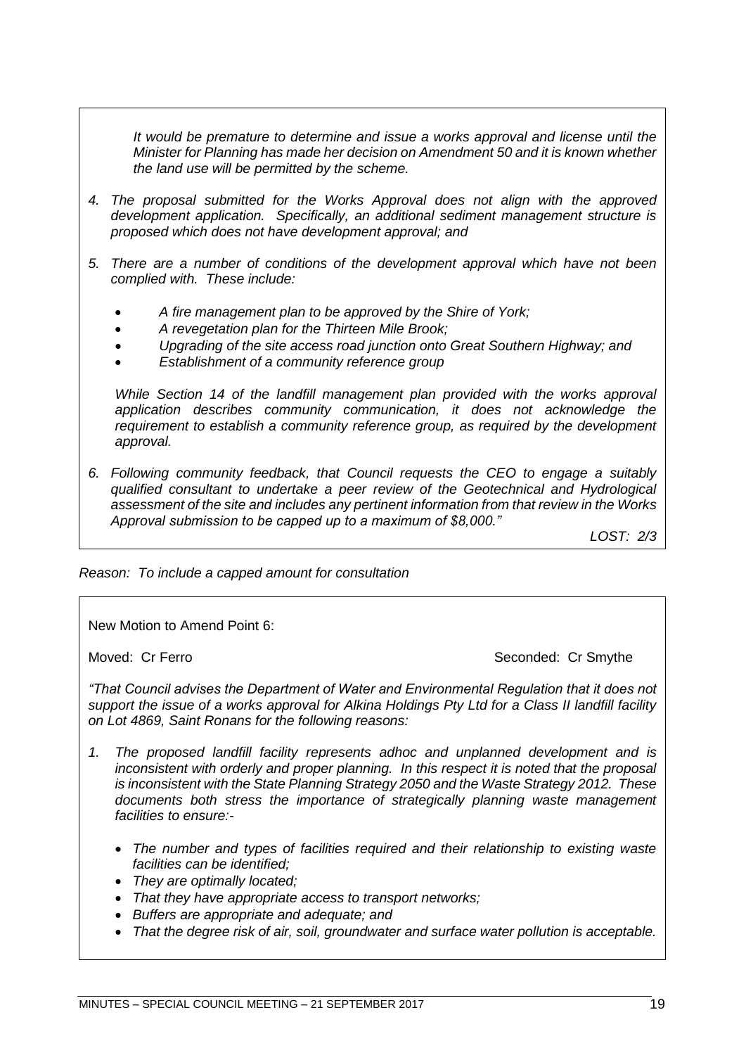*It would be premature to determine and issue a works approval and license until the Minister for Planning has made her decision on Amendment 50 and it is known whether the land use will be permitted by the scheme.*

4. *The proposal submitted for the Works Approval does not align with the approved development application. Specifically, an additional sediment management structure is proposed which does not have development approval; and*

5. *There are a number of conditions of the development approval which have not been complied with. These include:*

   - *A fire management plan to be approved by the Shire of York;*
   - *A revegetation plan for the Thirteen Mile Brook;*
   - *Upgrading of the site access road junction onto Great Southern Highway; and*
   - *Establishment of a community reference group*

   *While Section 14 of the landfill management plan provided with the works approval application describes community communication, it does not acknowledge the requirement to establish a community reference group, as required by the development approval.*

6. *Following community feedback, that Council requests the CEO to engage a suitably qualified consultant to undertake a peer review of the Geotechnical and Hydrological assessment of the site and includes any pertinent information from that review in the Works Approval submission to be capped up to a maximum of $8,000."*

*LOST: 2/3*

*Reason: To include a capped amount for consultation*

New Motion to Amend Point 6:

Moved: Cr Ferro  Seconded: Cr Smythe

*"That Council advises the Department of Water and Environmental Regulation that it does not support the issue of a works approval for Alkina Holdings Pty Ltd for a Class II landfill facility on Lot 4869, Saint Ronans for the following reasons:*

1. *The proposed landfill facility represents adhoc and unplanned development and is inconsistent with orderly and proper planning. In this respect it is noted that the proposal is inconsistent with the State Planning Strategy 2050 and the Waste Strategy 2012. These documents both stress the importance of strategically planning waste management facilities to ensure:-*

   - *The number and types of facilities required and their relationship to existing waste facilities can be identified;*
   - *They are optimally located;*
   - *That they have appropriate access to transport networks;*
   - *Buffers are appropriate and adequate; and*
   - *That the degree risk of air, soil, groundwater and surface water pollution is acceptable.*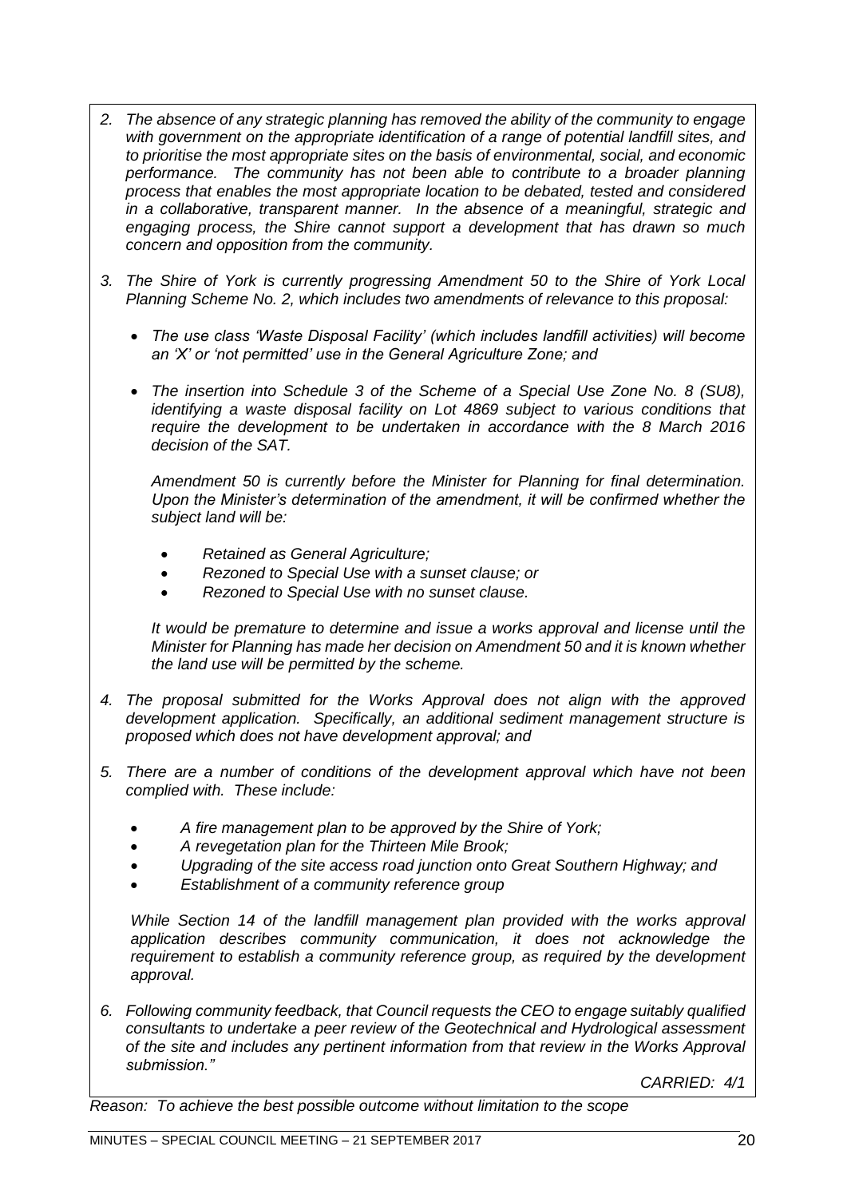2. *The absence of any strategic planning has removed the ability of the community to engage with government on the appropriate identification of a range of potential landfill sites, and to prioritise the most appropriate sites on the basis of environmental, social, and economic performance. The community has not been able to contribute to a broader planning process that enables the most appropriate location to be debated, tested and considered in a collaborative, transparent manner. In the absence of a meaningful, strategic and engaging process, the Shire cannot support a development that has drawn so much concern and opposition from the community.*

3. *The Shire of York is currently progressing Amendment 50 to the Shire of York Local Planning Scheme No. 2, which includes two amendments of relevance to this proposal:*

   - *The use class 'Waste Disposal Facility' (which includes landfill activities) will become an 'X' or 'not permitted' use in the General Agriculture Zone; and*
   - *The insertion into Schedule 3 of the Scheme of a Special Use Zone No. 8 (SU8), identifying a waste disposal facility on Lot 4869 subject to various conditions that require the development to be undertaken in accordance with the 8 March 2016 decision of the SAT.*

   *Amendment 50 is currently before the Minister for Planning for final determination. Upon the Minister's determination of the amendment, it will be confirmed whether the subject land will be:*

   - *Retained as General Agriculture;*
   - *Rezoned to Special Use with a sunset clause; or*
   - *Rezoned to Special Use with no sunset clause.*

   *It would be premature to determine and issue a works approval and license until the Minister for Planning has made her decision on Amendment 50 and it is known whether the land use will be permitted by the scheme.*

4. *The proposal submitted for the Works Approval does not align with the approved development application. Specifically, an additional sediment management structure is proposed which does not have development approval; and*

5. *There are a number of conditions of the development approval which have not been complied with. These include:*

   - *A fire management plan to be approved by the Shire of York;*
   - *A revegetation plan for the Thirteen Mile Brook;*
   - *Upgrading of the site access road junction onto Great Southern Highway; and*
   - *Establishment of a community reference group*

   *While Section 14 of the landfill management plan provided with the works approval application describes community communication, it does not acknowledge the requirement to establish a community reference group, as required by the development approval.*

6. *Following community feedback, that Council requests the CEO to engage suitably qualified consultants to undertake a peer review of the Geotechnical and Hydrological assessment of the site and includes any pertinent information from that review in the Works Approval submission."*

*CARRIED: 4/1*

*Reason: To achieve the best possible outcome without limitation to the scope*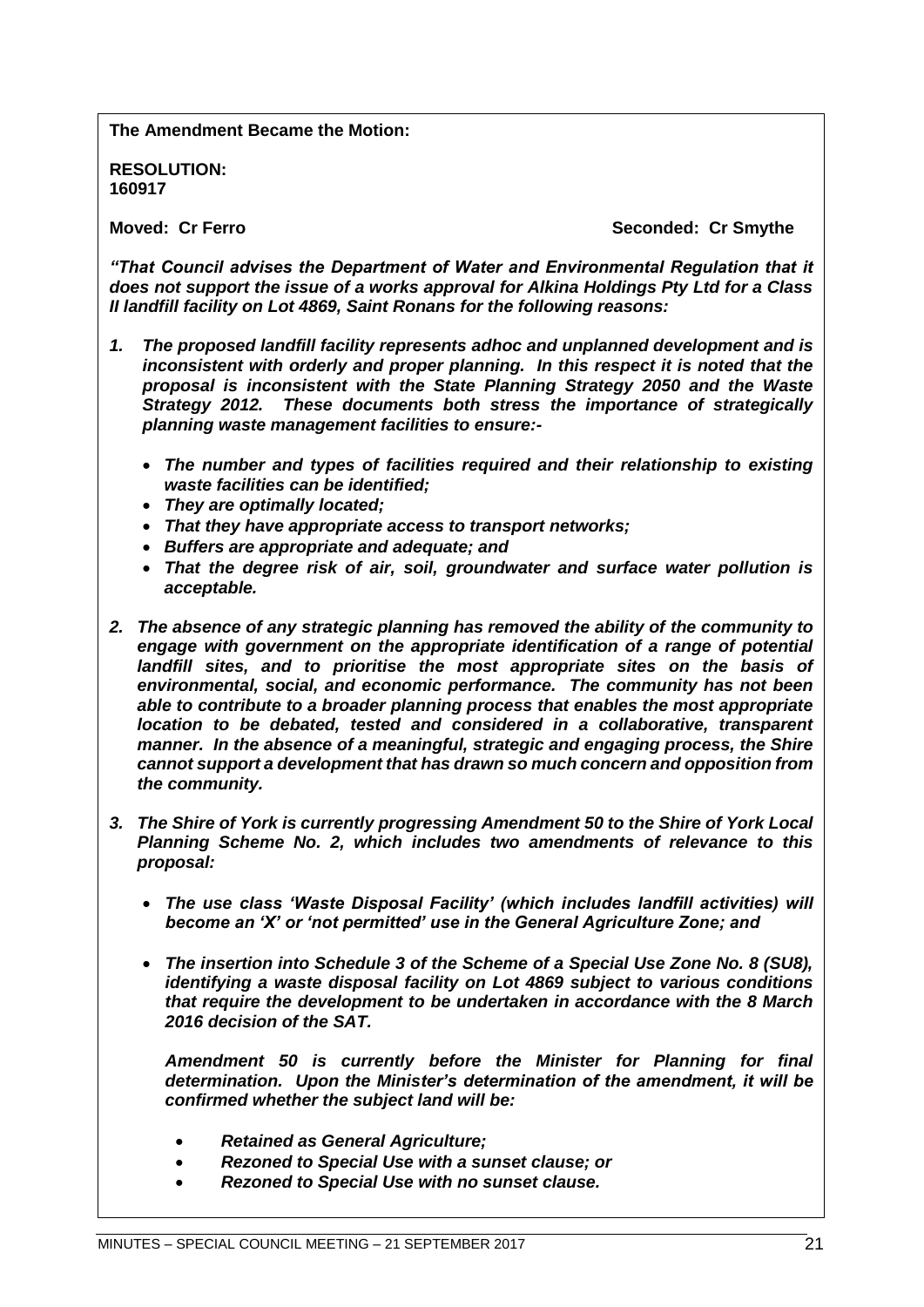**The Amendment Became the Motion:**

**RESOLUTION:**
**160917**

**Moved: Cr Ferro** **Seconded: Cr Smythe**

***"That Council advises the Department of Water and Environmental Regulation that it does not support the issue of a works approval for Alkina Holdings Pty Ltd for a Class II landfill facility on Lot 4869, Saint Ronans for the following reasons:***

1. ***The proposed landfill facility represents adhoc and unplanned development and is inconsistent with orderly and proper planning. In this respect it is noted that the proposal is inconsistent with the State Planning Strategy 2050 and the Waste Strategy 2012. These documents both stress the importance of strategically planning waste management facilities to ensure:-***

    - ***The number and types of facilities required and their relationship to existing waste facilities can be identified;***
    - ***They are optimally located;***
    - ***That they have appropriate access to transport networks;***
    - ***Buffers are appropriate and adequate; and***
    - ***That the degree risk of air, soil, groundwater and surface water pollution is acceptable.***

2. ***The absence of any strategic planning has removed the ability of the community to engage with government on the appropriate identification of a range of potential landfill sites, and to prioritise the most appropriate sites on the basis of environmental, social, and economic performance. The community has not been able to contribute to a broader planning process that enables the most appropriate location to be debated, tested and considered in a collaborative, transparent manner. In the absence of a meaningful, strategic and engaging process, the Shire cannot support a development that has drawn so much concern and opposition from the community.***

3. ***The Shire of York is currently progressing Amendment 50 to the Shire of York Local Planning Scheme No. 2, which includes two amendments of relevance to this proposal:***

    - ***The use class 'Waste Disposal Facility' (which includes landfill activities) will become an 'X' or 'not permitted' use in the General Agriculture Zone; and***

    - ***The insertion into Schedule 3 of the Scheme of a Special Use Zone No. 8 (SU8), identifying a waste disposal facility on Lot 4869 subject to various conditions that require the development to be undertaken in accordance with the 8 March 2016 decision of the SAT.***

    ***Amendment 50 is currently before the Minister for Planning for final determination. Upon the Minister's determination of the amendment, it will be confirmed whether the subject land will be:***

    - ***Retained as General Agriculture;***
    - ***Rezoned to Special Use with a sunset clause; or***
    - ***Rezoned to Special Use with no sunset clause.***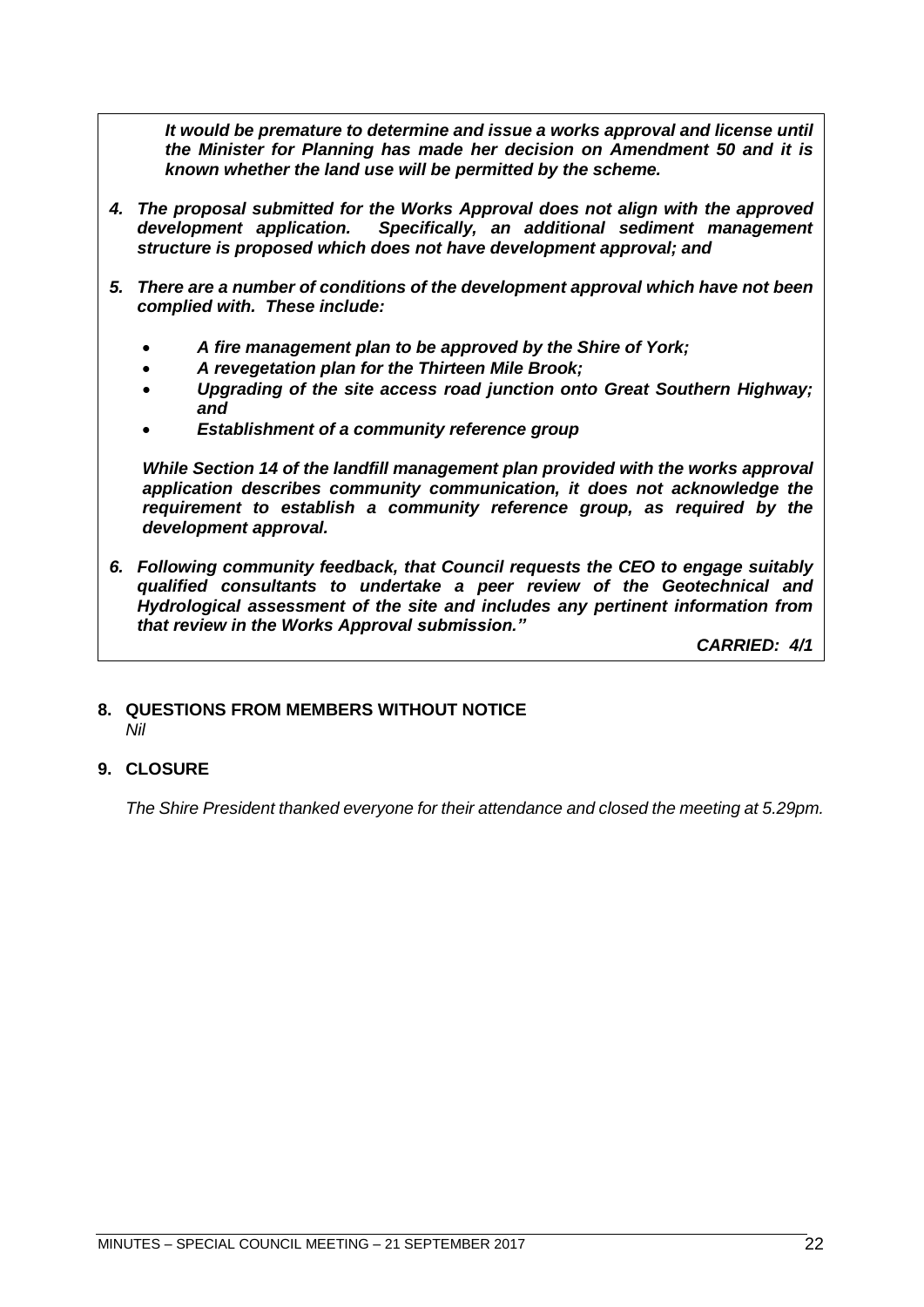*It would be premature to determine and issue a works approval and license until the Minister for Planning has made her decision on Amendment 50 and it is known whether the land use will be permitted by the scheme.*

***4. The proposal submitted for the Works Approval does not align with the approved development application. Specifically, an additional sediment management structure is proposed which does not have development approval; and***

***5. There are a number of conditions of the development approval which have not been complied with. These include:***

- ***A fire management plan to be approved by the Shire of York;***
- ***A revegetation plan for the Thirteen Mile Brook;***
- ***Upgrading of the site access road junction onto Great Southern Highway; and***
- ***Establishment of a community reference group***

***While Section 14 of the landfill management plan provided with the works approval application describes community communication, it does not acknowledge the requirement to establish a community reference group, as required by the development approval.***

***6. Following community feedback, that Council requests the CEO to engage suitably qualified consultants to undertake a peer review of the Geotechnical and Hydrological assessment of the site and includes any pertinent information from that review in the Works Approval submission."***

***CARRIED: 4/1***

## 8. QUESTIONS FROM MEMBERS WITHOUT NOTICE

*Nil*

## 9. CLOSURE

*The Shire President thanked everyone for their attendance and closed the meeting at 5.29pm.*